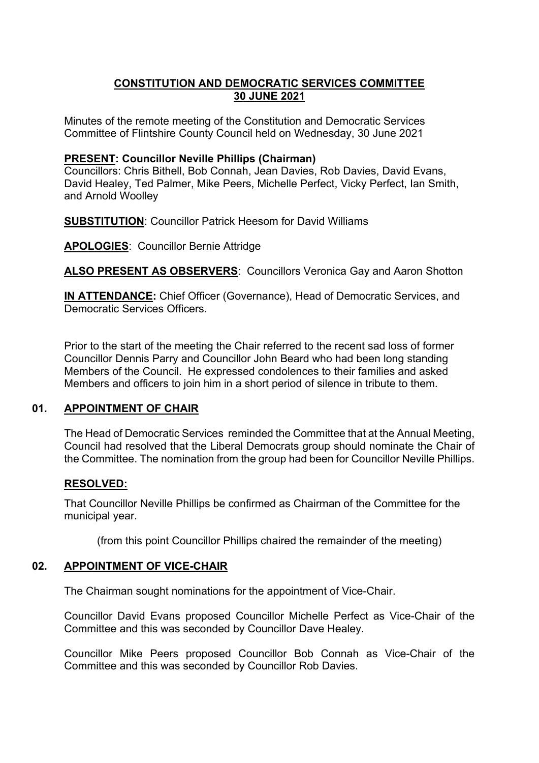# CONSTITUTION AND DEMOCRATIC SERVICES COMMITTEE
## 30 JUNE 2021

Minutes of the remote meeting of the Constitution and Democratic Services Committee of Flintshire County Council held on Wednesday, 30 June 2021

**PRESENT: Councillor Neville Phillips (Chairman)**
Councillors: Chris Bithell, Bob Connah, Jean Davies, Rob Davies, David Evans, David Healey, Ted Palmer, Mike Peers, Michelle Perfect, Vicky Perfect, Ian Smith, and Arnold Woolley

**SUBSTITUTION**: Councillor Patrick Heesom for David Williams

**APOLOGIES**: Councillor Bernie Attridge

**ALSO PRESENT AS OBSERVERS**: Councillors Veronica Gay and Aaron Shotton

**IN ATTENDANCE:** Chief Officer (Governance), Head of Democratic Services, and Democratic Services Officers.

Prior to the start of the meeting the Chair referred to the recent sad loss of former Councillor Dennis Parry and Councillor John Beard who had been long standing Members of the Council. He expressed condolences to their families and asked Members and officers to join him in a short period of silence in tribute to them.

### 01. APPOINTMENT OF CHAIR

The Head of Democratic Services reminded the Committee that at the Annual Meeting, Council had resolved that the Liberal Democrats group should nominate the Chair of the Committee. The nomination from the group had been for Councillor Neville Phillips.

**RESOLVED:**

That Councillor Neville Phillips be confirmed as Chairman of the Committee for the municipal year.

(from this point Councillor Phillips chaired the remainder of the meeting)

### 02. APPOINTMENT OF VICE-CHAIR

The Chairman sought nominations for the appointment of Vice-Chair.

Councillor David Evans proposed Councillor Michelle Perfect as Vice-Chair of the Committee and this was seconded by Councillor Dave Healey.

Councillor Mike Peers proposed Councillor Bob Connah as Vice-Chair of the Committee and this was seconded by Councillor Rob Davies.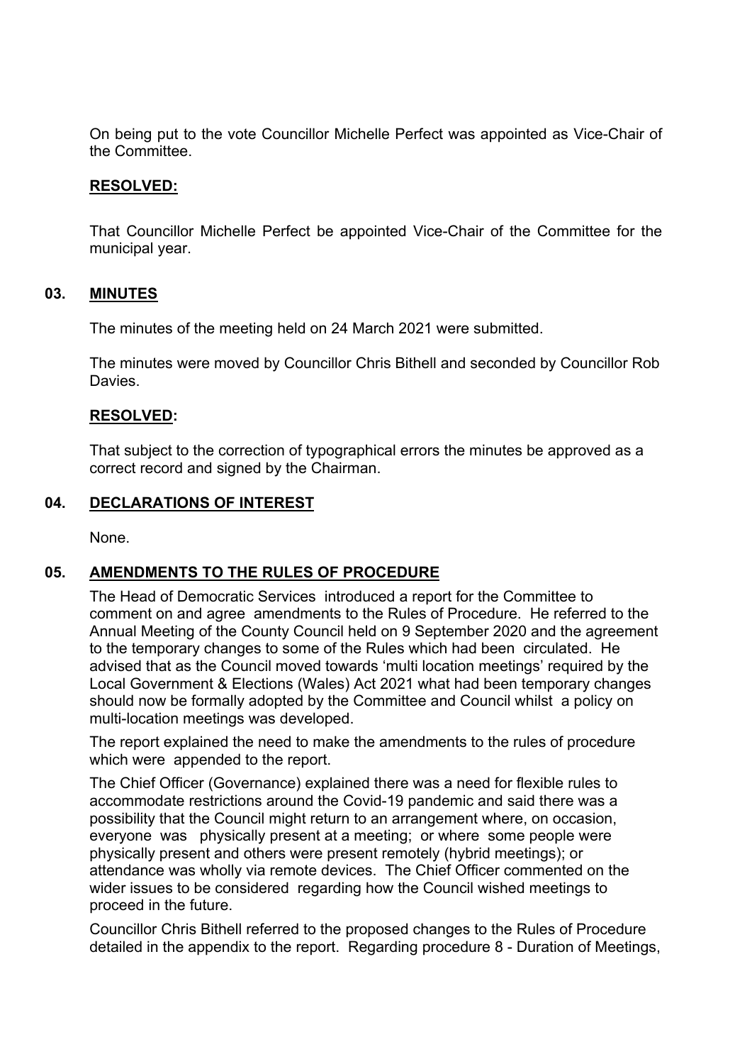On being put to the vote Councillor Michelle Perfect was appointed as Vice-Chair of the Committee.

**RESOLVED:**

That Councillor Michelle Perfect be appointed Vice-Chair of the Committee for the municipal year.

## 03. MINUTES

The minutes of the meeting held on 24 March 2021 were submitted.

The minutes were moved by Councillor Chris Bithell and seconded by Councillor Rob Davies.

**RESOLVED:**

That subject to the correction of typographical errors the minutes be approved as a correct record and signed by the Chairman.

## 04. DECLARATIONS OF INTEREST

None.

## 05. AMENDMENTS TO THE RULES OF PROCEDURE

The Head of Democratic Services introduced a report for the Committee to comment on and agree amendments to the Rules of Procedure. He referred to the Annual Meeting of the County Council held on 9 September 2020 and the agreement to the temporary changes to some of the Rules which had been circulated. He advised that as the Council moved towards 'multi location meetings' required by the Local Government & Elections (Wales) Act 2021 what had been temporary changes should now be formally adopted by the Committee and Council whilst a policy on multi-location meetings was developed.

The report explained the need to make the amendments to the rules of procedure which were appended to the report.

The Chief Officer (Governance) explained there was a need for flexible rules to accommodate restrictions around the Covid-19 pandemic and said there was a possibility that the Council might return to an arrangement where, on occasion, everyone was physically present at a meeting; or where some people were physically present and others were present remotely (hybrid meetings); or attendance was wholly via remote devices. The Chief Officer commented on the wider issues to be considered regarding how the Council wished meetings to proceed in the future.

Councillor Chris Bithell referred to the proposed changes to the Rules of Procedure detailed in the appendix to the report. Regarding procedure 8 - Duration of Meetings,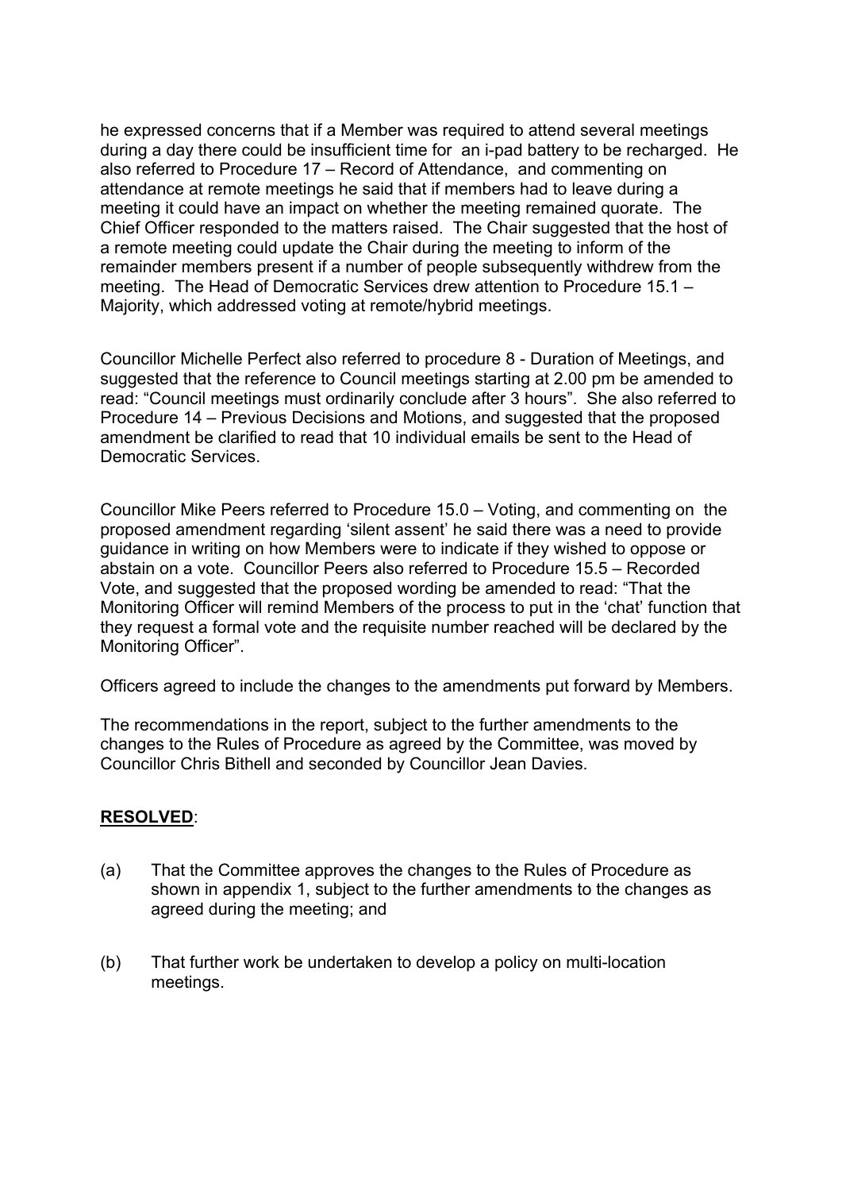he expressed concerns that if a Member was required to attend several meetings during a day there could be insufficient time for an i-pad battery to be recharged. He also referred to Procedure 17 – Record of Attendance, and commenting on attendance at remote meetings he said that if members had to leave during a meeting it could have an impact on whether the meeting remained quorate. The Chief Officer responded to the matters raised. The Chair suggested that the host of a remote meeting could update the Chair during the meeting to inform of the remainder members present if a number of people subsequently withdrew from the meeting. The Head of Democratic Services drew attention to Procedure 15.1 – Majority, which addressed voting at remote/hybrid meetings.

Councillor Michelle Perfect also referred to procedure 8 - Duration of Meetings, and suggested that the reference to Council meetings starting at 2.00 pm be amended to read: "Council meetings must ordinarily conclude after 3 hours". She also referred to Procedure 14 – Previous Decisions and Motions, and suggested that the proposed amendment be clarified to read that 10 individual emails be sent to the Head of Democratic Services.

Councillor Mike Peers referred to Procedure 15.0 – Voting, and commenting on the proposed amendment regarding 'silent assent' he said there was a need to provide guidance in writing on how Members were to indicate if they wished to oppose or abstain on a vote. Councillor Peers also referred to Procedure 15.5 – Recorded Vote, and suggested that the proposed wording be amended to read: "That the Monitoring Officer will remind Members of the process to put in the 'chat' function that they request a formal vote and the requisite number reached will be declared by the Monitoring Officer".

Officers agreed to include the changes to the amendments put forward by Members.

The recommendations in the report, subject to the further amendments to the changes to the Rules of Procedure as agreed by the Committee, was moved by Councillor Chris Bithell and seconded by Councillor Jean Davies.

**RESOLVED**:

(a) That the Committee approves the changes to the Rules of Procedure as shown in appendix 1, subject to the further amendments to the changes as agreed during the meeting; and

(b) That further work be undertaken to develop a policy on multi-location meetings.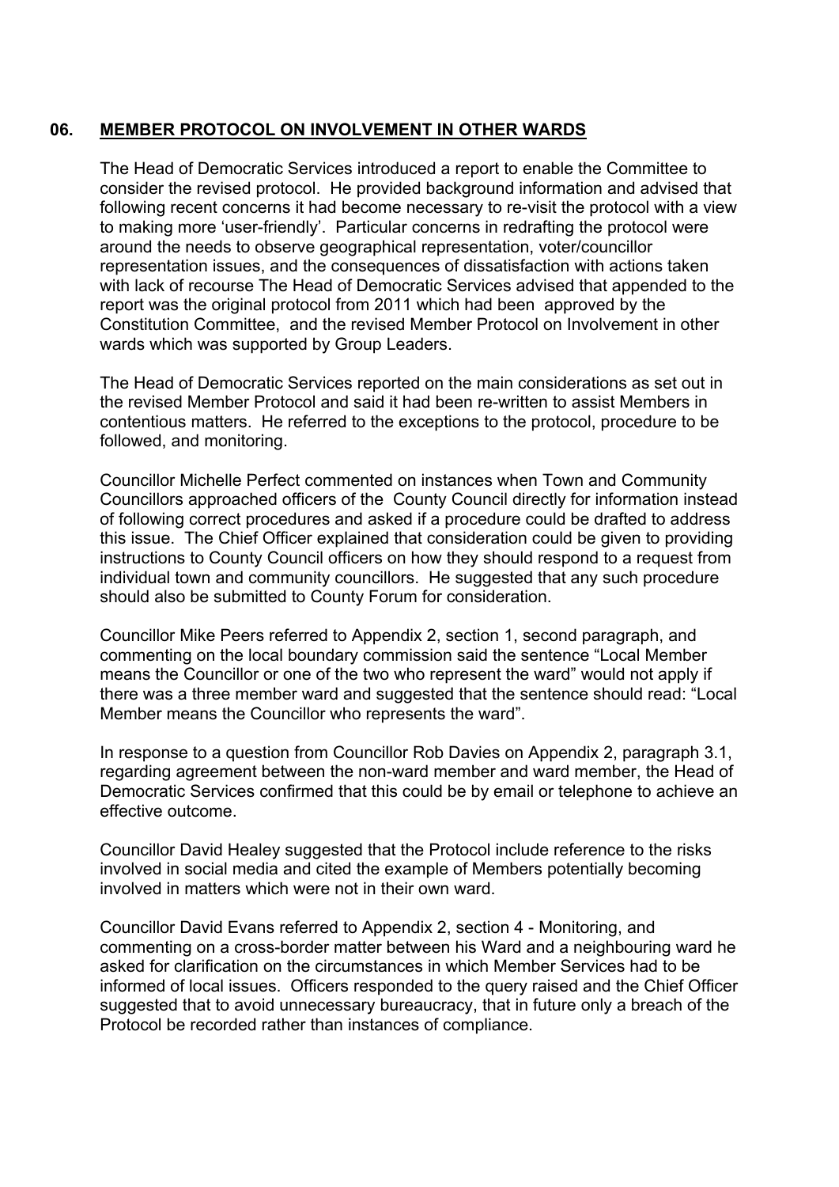## 06. MEMBER PROTOCOL ON INVOLVEMENT IN OTHER WARDS

The Head of Democratic Services introduced a report to enable the Committee to consider the revised protocol. He provided background information and advised that following recent concerns it had become necessary to re-visit the protocol with a view to making more 'user-friendly'. Particular concerns in redrafting the protocol were around the needs to observe geographical representation, voter/councillor representation issues, and the consequences of dissatisfaction with actions taken with lack of recourse The Head of Democratic Services advised that appended to the report was the original protocol from 2011 which had been approved by the Constitution Committee, and the revised Member Protocol on Involvement in other wards which was supported by Group Leaders.

The Head of Democratic Services reported on the main considerations as set out in the revised Member Protocol and said it had been re-written to assist Members in contentious matters. He referred to the exceptions to the protocol, procedure to be followed, and monitoring.

Councillor Michelle Perfect commented on instances when Town and Community Councillors approached officers of the County Council directly for information instead of following correct procedures and asked if a procedure could be drafted to address this issue. The Chief Officer explained that consideration could be given to providing instructions to County Council officers on how they should respond to a request from individual town and community councillors. He suggested that any such procedure should also be submitted to County Forum for consideration.

Councillor Mike Peers referred to Appendix 2, section 1, second paragraph, and commenting on the local boundary commission said the sentence "Local Member means the Councillor or one of the two who represent the ward" would not apply if there was a three member ward and suggested that the sentence should read: "Local Member means the Councillor who represents the ward".

In response to a question from Councillor Rob Davies on Appendix 2, paragraph 3.1, regarding agreement between the non-ward member and ward member, the Head of Democratic Services confirmed that this could be by email or telephone to achieve an effective outcome.

Councillor David Healey suggested that the Protocol include reference to the risks involved in social media and cited the example of Members potentially becoming involved in matters which were not in their own ward.

Councillor David Evans referred to Appendix 2, section 4 - Monitoring, and commenting on a cross-border matter between his Ward and a neighbouring ward he asked for clarification on the circumstances in which Member Services had to be informed of local issues. Officers responded to the query raised and the Chief Officer suggested that to avoid unnecessary bureaucracy, that in future only a breach of the Protocol be recorded rather than instances of compliance.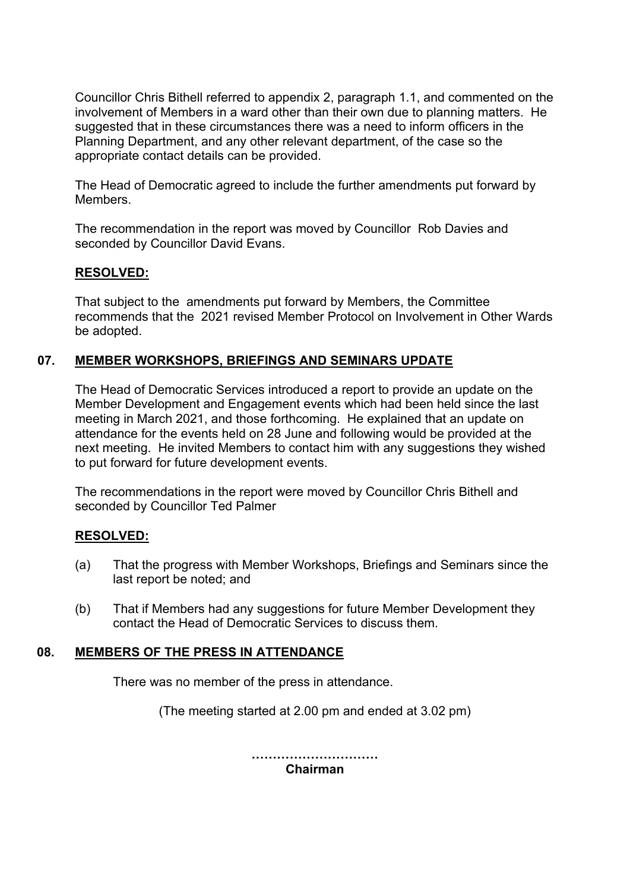Councillor Chris Bithell referred to appendix 2, paragraph 1.1, and commented on the involvement of Members in a ward other than their own due to planning matters. He suggested that in these circumstances there was a need to inform officers in the Planning Department, and any other relevant department, of the case so the appropriate contact details can be provided.

The Head of Democratic agreed to include the further amendments put forward by Members.

The recommendation in the report was moved by Councillor Rob Davies and seconded by Councillor David Evans.

**RESOLVED:**

That subject to the amendments put forward by Members, the Committee recommends that the 2021 revised Member Protocol on Involvement in Other Wards be adopted.

## 07. MEMBER WORKSHOPS, BRIEFINGS AND SEMINARS UPDATE

The Head of Democratic Services introduced a report to provide an update on the Member Development and Engagement events which had been held since the last meeting in March 2021, and those forthcoming. He explained that an update on attendance for the events held on 28 June and following would be provided at the next meeting. He invited Members to contact him with any suggestions they wished to put forward for future development events.

The recommendations in the report were moved by Councillor Chris Bithell and seconded by Councillor Ted Palmer

**RESOLVED:**

(a) That the progress with Member Workshops, Briefings and Seminars since the last report be noted; and

(b) That if Members had any suggestions for future Member Development they contact the Head of Democratic Services to discuss them.

## 08. MEMBERS OF THE PRESS IN ATTENDANCE

There was no member of the press in attendance.

(The meeting started at 2.00 pm and ended at 3.02 pm)

…………………………
**Chairman**